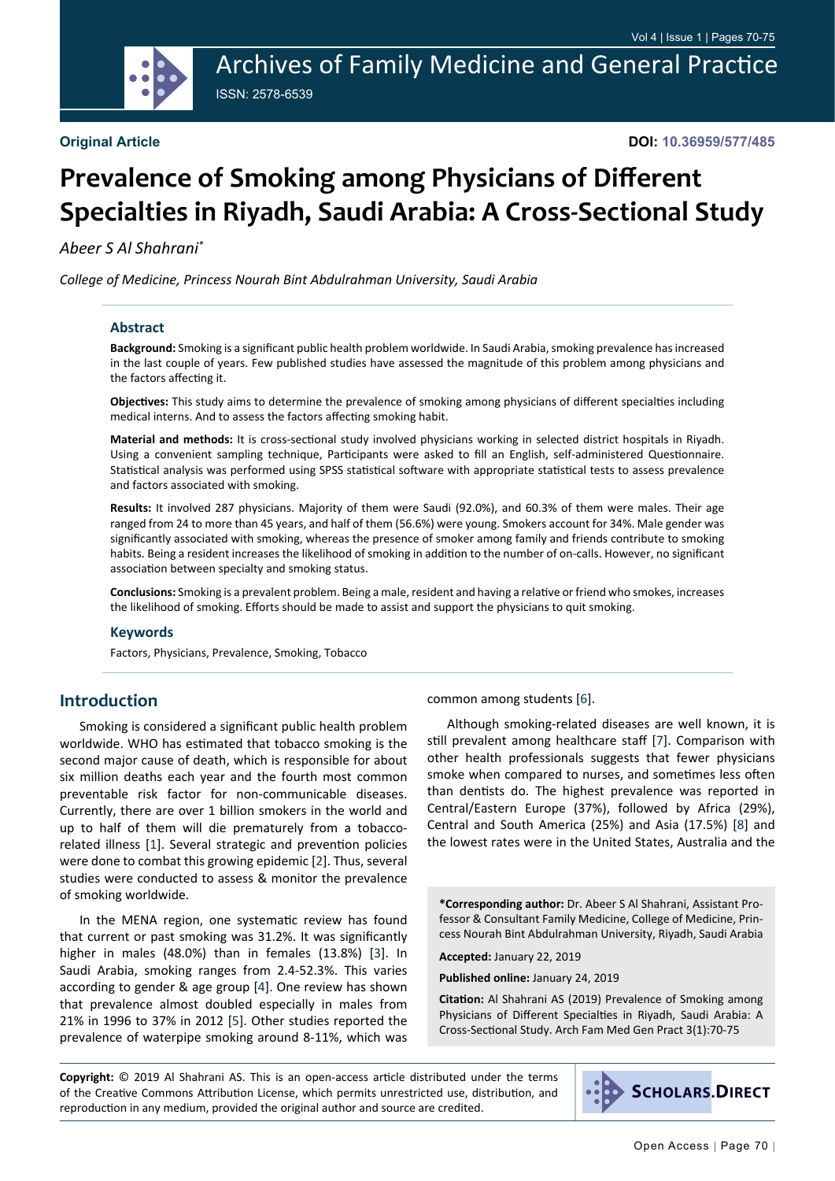Original Article

DOI: 10.36959/577/485

# Prevalence of Smoking among Physicians of Different Specialties in Riyadh, Saudi Arabia: A Cross-Sectional Study

*Abeer S Al Shahrani**

*College of Medicine, Princess Nourah Bint Abdulrahman University, Saudi Arabia*

## Abstract

**Background:** Smoking is a significant public health problem worldwide. In Saudi Arabia, smoking prevalence has increased in the last couple of years. Few published studies have assessed the magnitude of this problem among physicians and the factors affecting it.

**Objectives:** This study aims to determine the prevalence of smoking among physicians of different specialties including medical interns. And to assess the factors affecting smoking habit.

**Material and methods:** It is cross-sectional study involved physicians working in selected district hospitals in Riyadh. Using a convenient sampling technique, Participants were asked to fill an English, self-administered Questionnaire. Statistical analysis was performed using SPSS statistical software with appropriate statistical tests to assess prevalence and factors associated with smoking.

**Results:** It involved 287 physicians. Majority of them were Saudi (92.0%), and 60.3% of them were males. Their age ranged from 24 to more than 45 years, and half of them (56.6%) were young. Smokers account for 34%. Male gender was significantly associated with smoking, whereas the presence of smoker among family and friends contribute to smoking habits. Being a resident increases the likelihood of smoking in addition to the number of on-calls. However, no significant association between specialty and smoking status.

**Conclusions:** Smoking is a prevalent problem. Being a male, resident and having a relative or friend who smokes, increases the likelihood of smoking. Efforts should be made to assist and support the physicians to quit smoking.

## Keywords

Factors, Physicians, Prevalence, Smoking, Tobacco

## Introduction

Smoking is considered a significant public health problem worldwide. WHO has estimated that tobacco smoking is the second major cause of death, which is responsible for about six million deaths each year and the fourth most common preventable risk factor for non-communicable diseases. Currently, there are over 1 billion smokers in the world and up to half of them will die prematurely from a tobacco-related illness [1]. Several strategic and prevention policies were done to combat this growing epidemic [2]. Thus, several studies were conducted to assess & monitor the prevalence of smoking worldwide.

In the MENA region, one systematic review has found that current or past smoking was 31.2%. It was significantly higher in males (48.0%) than in females (13.8%) [3]. In Saudi Arabia, smoking ranges from 2.4-52.3%. This varies according to gender & age group [4]. One review has shown that prevalence almost doubled especially in males from 21% in 1996 to 37% in 2012 [5]. Other studies reported the prevalence of waterpipe smoking around 8-11%, which was common among students [6].

Although smoking-related diseases are well known, it is still prevalent among healthcare staff [7]. Comparison with other health professionals suggests that fewer physicians smoke when compared to nurses, and sometimes less often than dentists do. The highest prevalence was reported in Central/Eastern Europe (37%), followed by Africa (29%), Central and South America (25%) and Asia (17.5%) [8] and the lowest rates were in the United States, Australia and the

**\*Corresponding author:** Dr. Abeer S Al Shahrani, Assistant Professor & Consultant Family Medicine, College of Medicine, Princess Nourah Bint Abdulrahman University, Riyadh, Saudi Arabia

**Accepted:** January 22, 2019

**Published online:** January 24, 2019

**Citation:** Al Shahrani AS (2019) Prevalence of Smoking among Physicians of Different Specialties in Riyadh, Saudi Arabia: A Cross-Sectional Study. Arch Fam Med Gen Pract 3(1):70-75

**Copyright:** © 2019 Al Shahrani AS. This is an open-access article distributed under the terms of the Creative Commons Attribution License, which permits unrestricted use, distribution, and reproduction in any medium, provided the original author and source are credited.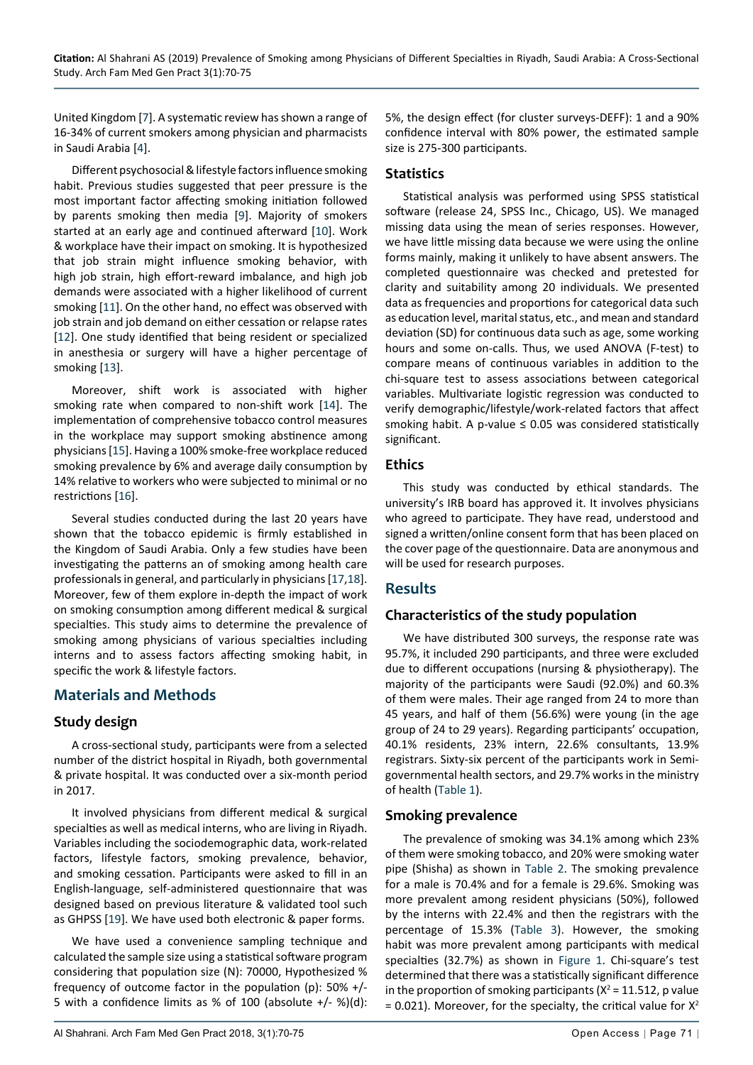United Kingdom [7]. A systematic review has shown a range of 16-34% of current smokers among physician and pharmacists in Saudi Arabia [4].

Different psychosocial & lifestyle factors influence smoking habit. Previous studies suggested that peer pressure is the most important factor affecting smoking initiation followed by parents smoking then media [9]. Majority of smokers started at an early age and continued afterward [10]. Work & workplace have their impact on smoking. It is hypothesized that job strain might influence smoking behavior, with high job strain, high effort-reward imbalance, and high job demands were associated with a higher likelihood of current smoking [11]. On the other hand, no effect was observed with job strain and job demand on either cessation or relapse rates [12]. One study identified that being resident or specialized in anesthesia or surgery will have a higher percentage of smoking [13].

Moreover, shift work is associated with higher smoking rate when compared to non-shift work [14]. The implementation of comprehensive tobacco control measures in the workplace may support smoking abstinence among physicians [15]. Having a 100% smoke-free workplace reduced smoking prevalence by 6% and average daily consumption by 14% relative to workers who were subjected to minimal or no restrictions [16].

Several studies conducted during the last 20 years have shown that the tobacco epidemic is firmly established in the Kingdom of Saudi Arabia. Only a few studies have been investigating the patterns an of smoking among health care professionals in general, and particularly in physicians [17,18]. Moreover, few of them explore in-depth the impact of work on smoking consumption among different medical & surgical specialties. This study aims to determine the prevalence of smoking among physicians of various specialties including interns and to assess factors affecting smoking habit, in specific the work & lifestyle factors.

## Materials and Methods

### Study design

A cross-sectional study, participants were from a selected number of the district hospital in Riyadh, both governmental & private hospital. It was conducted over a six-month period in 2017.

It involved physicians from different medical & surgical specialties as well as medical interns, who are living in Riyadh. Variables including the sociodemographic data, work-related factors, lifestyle factors, smoking prevalence, behavior, and smoking cessation. Participants were asked to fill in an English-language, self-administered questionnaire that was designed based on previous literature & validated tool such as GHPSS [19]. We have used both electronic & paper forms.

We have used a convenience sampling technique and calculated the sample size using a statistical software program considering that population size (N): 70000, Hypothesized % frequency of outcome factor in the population (p): 50% +/- 5 with a confidence limits as % of 100 (absolute +/- %)(d): 5%, the design effect (for cluster surveys-DEFF): 1 and a 90% confidence interval with 80% power, the estimated sample size is 275-300 participants.

### Statistics

Statistical analysis was performed using SPSS statistical software (release 24, SPSS Inc., Chicago, US). We managed missing data using the mean of series responses. However, we have little missing data because we were using the online forms mainly, making it unlikely to have absent answers. The completed questionnaire was checked and pretested for clarity and suitability among 20 individuals. We presented data as frequencies and proportions for categorical data such as education level, marital status, etc., and mean and standard deviation (SD) for continuous data such as age, some working hours and some on-calls. Thus, we used ANOVA (F-test) to compare means of continuous variables in addition to the chi-square test to assess associations between categorical variables. Multivariate logistic regression was conducted to verify demographic/lifestyle/work-related factors that affect smoking habit. A p-value ≤ 0.05 was considered statistically significant.

### Ethics

This study was conducted by ethical standards. The university's IRB board has approved it. It involves physicians who agreed to participate. They have read, understood and signed a written/online consent form that has been placed on the cover page of the questionnaire. Data are anonymous and will be used for research purposes.

## Results

### Characteristics of the study population

We have distributed 300 surveys, the response rate was 95.7%, it included 290 participants, and three were excluded due to different occupations (nursing & physiotherapy). The majority of the participants were Saudi (92.0%) and 60.3% of them were males. Their age ranged from 24 to more than 45 years, and half of them (56.6%) were young (in the age group of 24 to 29 years). Regarding participants' occupation, 40.1% residents, 23% intern, 22.6% consultants, 13.9% registrars. Sixty-six percent of the participants work in Semi-governmental health sectors, and 29.7% works in the ministry of health (Table 1).

### Smoking prevalence

The prevalence of smoking was 34.1% among which 23% of them were smoking tobacco, and 20% were smoking water pipe (Shisha) as shown in Table 2. The smoking prevalence for a male is 70.4% and for a female is 29.6%. Smoking was more prevalent among resident physicians (50%), followed by the interns with 22.4% and then the registrars with the percentage of 15.3% (Table 3). However, the smoking habit was more prevalent among participants with medical specialties (32.7%) as shown in Figure 1. Chi-square's test determined that there was a statistically significant difference in the proportion of smoking participants ($X^2$ = 11.512, p value = 0.021). Moreover, for the specialty, the critical value for $X^2$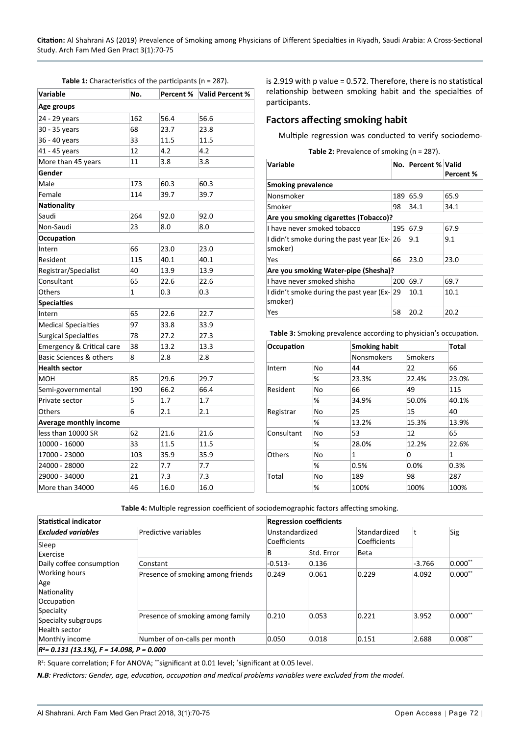**Table 1:** Characteristics of the participants (n = 287).

| Variable | No. | Percent % | Valid Percent % |
|---|---|---|---|
| **Age groups** | | | |
| 24 - 29 years | 162 | 56.4 | 56.6 |
| 30 - 35 years | 68 | 23.7 | 23.8 |
| 36 - 40 years | 33 | 11.5 | 11.5 |
| 41 - 45 years | 12 | 4.2 | 4.2 |
| More than 45 years | 11 | 3.8 | 3.8 |
| **Gender** | | | |
| Male | 173 | 60.3 | 60.3 |
| Female | 114 | 39.7 | 39.7 |
| **Nationality** | | | |
| Saudi | 264 | 92.0 | 92.0 |
| Non-Saudi | 23 | 8.0 | 8.0 |
| **Occupation** | | | |
| Intern | 66 | 23.0 | 23.0 |
| Resident | 115 | 40.1 | 40.1 |
| Registrar/Specialist | 40 | 13.9 | 13.9 |
| Consultant | 65 | 22.6 | 22.6 |
| Others | 1 | 0.3 | 0.3 |
| **Specialties** | | | |
| Intern | 65 | 22.6 | 22.7 |
| Medical Specialties | 97 | 33.8 | 33.9 |
| Surgical Specialties | 78 | 27.2 | 27.3 |
| Emergency & Critical care | 38 | 13.2 | 13.3 |
| Basic Sciences & others | 8 | 2.8 | 2.8 |
| **Health sector** | | | |
| MOH | 85 | 29.6 | 29.7 |
| Semi-governmental | 190 | 66.2 | 66.4 |
| Private sector | 5 | 1.7 | 1.7 |
| Others | 6 | 2.1 | 2.1 |
| **Average monthly income** | | | |
| less than 10000 SR | 62 | 21.6 | 21.6 |
| 10000 - 16000 | 33 | 11.5 | 11.5 |
| 17000 - 23000 | 103 | 35.9 | 35.9 |
| 24000 - 28000 | 22 | 7.7 | 7.7 |
| 29000 - 34000 | 21 | 7.3 | 7.3 |
| More than 34000 | 46 | 16.0 | 16.0 |

is 2.919 with p value = 0.572. Therefore, there is no statistical relationship between smoking habit and the specialties of participants.

## Factors affecting smoking habit

Multiple regression was conducted to verify sociodemo-

**Table 2:** Prevalence of smoking (n = 287).

| Variable | No. | Percent % | Valid Percent % |
|---|---|---|---|
| **Smoking prevalence** | | | |
| Nonsmoker | 189 | 65.9 | 65.9 |
| Smoker | 98 | 34.1 | 34.1 |
| **Are you smoking cigarettes (Tobacco)?** | | | |
| I have never smoked tobacco | 195 | 67.9 | 67.9 |
| I didn't smoke during the past year (Ex-smoker) | 26 | 9.1 | 9.1 |
| Yes | 66 | 23.0 | 23.0 |
| **Are you smoking Water-pipe (Shesha)?** | | | |
| I have never smoked shisha | 200 | 69.7 | 69.7 |
| I didn't smoke during the past year (Ex-smoker) | 29 | 10.1 | 10.1 |
| Yes | 58 | 20.2 | 20.2 |

**Table 3:** Smoking prevalence according to physician's occupation.

| Occupation | | Smoking habit | | Total |
|---|---|---|---|---|
| | | Nonsmokers | Smokers | |
| Intern | No | 44 | 22 | 66 |
| | % | 23.3% | 22.4% | 23.0% |
| Resident | No | 66 | 49 | 115 |
| | % | 34.9% | 50.0% | 40.1% |
| Registrar | No | 25 | 15 | 40 |
| | % | 13.2% | 15.3% | 13.9% |
| Consultant | No | 53 | 12 | 65 |
| | % | 28.0% | 12.2% | 22.6% |
| Others | No | 1 | 0 | 1 |
| | % | 0.5% | 0.0% | 0.3% |
| Total | No | 189 | 98 | 287 |
| | % | 100% | 100% | 100% |

**Table 4:** Multiple regression coefficient of sociodemographic factors affecting smoking.

| Statistical indicator | | Regression coefficients | | | | |
|---|---|---|---|---|---|---|
| ***Excluded variables*** | Predictive variables | Unstandardized Coefficients | | Standardized Coefficients | t | Sig |
| Sleep, Exercise | | B | Std. Error | Beta | | |
| Daily coffee consumption | Constant | -0.513- | 0.136 | | -3.766 | 0.000** |
| Working hours, Age, Nationality, Occupation | Presence of smoking among friends | 0.249 | 0.061 | 0.229 | 4.092 | 0.000** |
| Specialty, Specialty subgroups, Health sector | Presence of smoking among family | 0.210 | 0.053 | 0.221 | 3.952 | 0.000** |
| Monthly income | Number of on-calls per month | 0.050 | 0.018 | 0.151 | 2.688 | 0.008** |
| ***$R^2$= 0.131 (13.1%), F = 14.098, P = 0.000*** | | | | | | |

$R^2$: Square correlation; F for ANOVA; **significant at 0.01 level; *significant at 0.05 level.

***N.B**: Predictors: Gender, age, education, occupation and medical problems variables were excluded from the model.*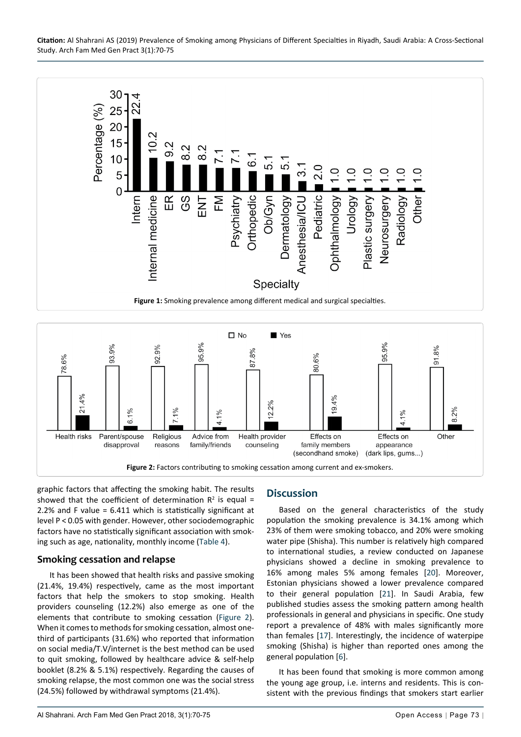**Figure 1:** Smoking prevalence among different medical and surgical specialties.

**Figure 2:** Factors contributing to smoking cessation among current and ex-smokers.

graphic factors that affecting the smoking habit. The results showed that the coefficient of determination $R^2$ is equal = 2.2% and F value = 6.411 which is statistically significant at level P < 0.05 with gender. However, other sociodemographic factors have no statistically significant association with smoking such as age, nationality, monthly income (Table 4).

## Smoking cessation and relapse

It has been showed that health risks and passive smoking (21.4%, 19.4%) respectively, came as the most important factors that help the smokers to stop smoking. Health providers counseling (12.2%) also emerge as one of the elements that contribute to smoking cessation (Figure 2). When it comes to methods for smoking cessation, almost one-third of participants (31.6%) who reported that information on social media/T.V/internet is the best method can be used to quit smoking, followed by healthcare advice & self-help booklet (8.2% & 5.1%) respectively. Regarding the causes of smoking relapse, the most common one was the social stress (24.5%) followed by withdrawal symptoms (21.4%).

## Discussion

Based on the general characteristics of the study population the smoking prevalence is 34.1% among which 23% of them were smoking tobacco, and 20% were smoking water pipe (Shisha). This number is relatively high compared to international studies, a review conducted on Japanese physicians showed a decline in smoking prevalence to 16% among males 5% among females [20]. Moreover, Estonian physicians showed a lower prevalence compared to their general population [21]. In Saudi Arabia, few published studies assess the smoking pattern among health professionals in general and physicians in specific. One study report a prevalence of 48% with males significantly more than females [17]. Interestingly, the incidence of waterpipe smoking (Shisha) is higher than reported ones among the general population [6].

It has been found that smoking is more common among the young age group, i.e. interns and residents. This is consistent with the previous findings that smokers start earlier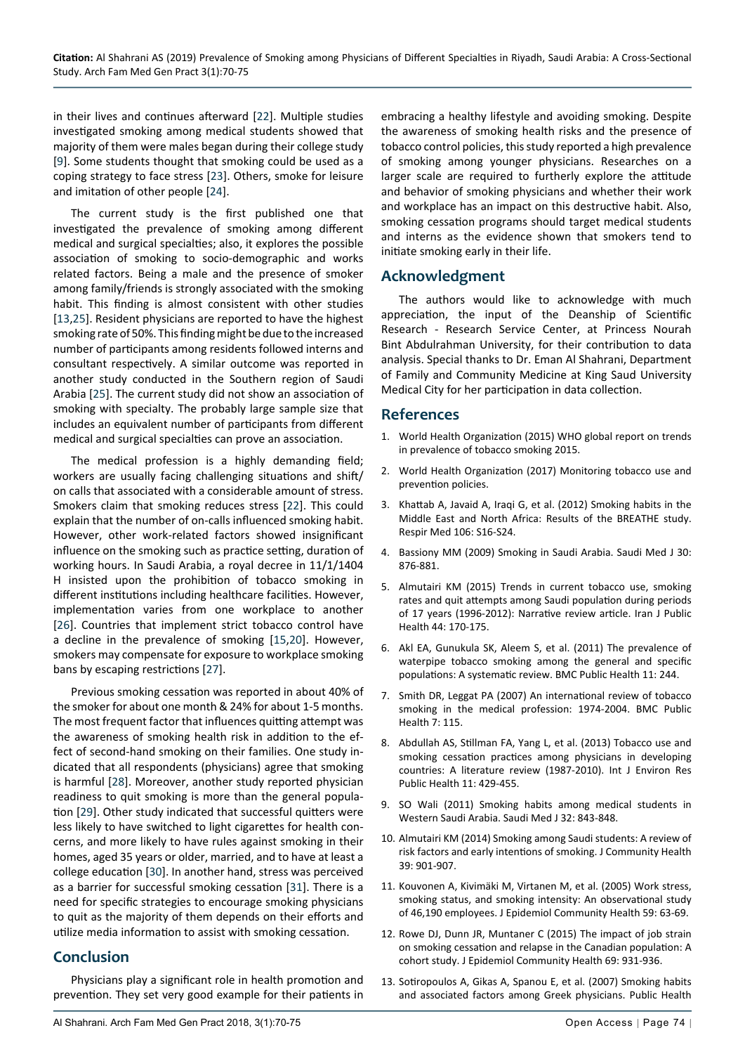in their lives and continues afterward [22]. Multiple studies investigated smoking among medical students showed that majority of them were males began during their college study [9]. Some students thought that smoking could be used as a coping strategy to face stress [23]. Others, smoke for leisure and imitation of other people [24].

The current study is the first published one that investigated the prevalence of smoking among different medical and surgical specialties; also, it explores the possible association of smoking to socio-demographic and works related factors. Being a male and the presence of smoker among family/friends is strongly associated with the smoking habit. This finding is almost consistent with other studies [13,25]. Resident physicians are reported to have the highest smoking rate of 50%. This finding might be due to the increased number of participants among residents followed interns and consultant respectively. A similar outcome was reported in another study conducted in the Southern region of Saudi Arabia [25]. The current study did not show an association of smoking with specialty. The probably large sample size that includes an equivalent number of participants from different medical and surgical specialties can prove an association.

The medical profession is a highly demanding field; workers are usually facing challenging situations and shift/on calls that associated with a considerable amount of stress. Smokers claim that smoking reduces stress [22]. This could explain that the number of on-calls influenced smoking habit. However, other work-related factors showed insignificant influence on the smoking such as practice setting, duration of working hours. In Saudi Arabia, a royal decree in 11/1/1404 H insisted upon the prohibition of tobacco smoking in different institutions including healthcare facilities. However, implementation varies from one workplace to another [26]. Countries that implement strict tobacco control have a decline in the prevalence of smoking [15,20]. However, smokers may compensate for exposure to workplace smoking bans by escaping restrictions [27].

Previous smoking cessation was reported in about 40% of the smoker for about one month & 24% for about 1-5 months. The most frequent factor that influences quitting attempt was the awareness of smoking health risk in addition to the effect of second-hand smoking on their families. One study indicated that all respondents (physicians) agree that smoking is harmful [28]. Moreover, another study reported physician readiness to quit smoking is more than the general population [29]. Other study indicated that successful quitters were less likely to have switched to light cigarettes for health concerns, and more likely to have rules against smoking in their homes, aged 35 years or older, married, and to have at least a college education [30]. In another hand, stress was perceived as a barrier for successful smoking cessation [31]. There is a need for specific strategies to encourage smoking physicians to quit as the majority of them depends on their efforts and utilize media information to assist with smoking cessation.

## Conclusion

Physicians play a significant role in health promotion and prevention. They set very good example for their patients in embracing a healthy lifestyle and avoiding smoking. Despite the awareness of smoking health risks and the presence of tobacco control policies, this study reported a high prevalence of smoking among younger physicians. Researches on a larger scale are required to furtherly explore the attitude and behavior of smoking physicians and whether their work and workplace has an impact on this destructive habit. Also, smoking cessation programs should target medical students and interns as the evidence shown that smokers tend to initiate smoking early in their life.

## Acknowledgment

The authors would like to acknowledge with much appreciation, the input of the Deanship of Scientific Research - Research Service Center, at Princess Nourah Bint Abdulrahman University, for their contribution to data analysis. Special thanks to Dr. Eman Al Shahrani, Department of Family and Community Medicine at King Saud University Medical City for her participation in data collection.

## References

1. World Health Organization (2015) WHO global report on trends in prevalence of tobacco smoking 2015.
2. World Health Organization (2017) Monitoring tobacco use and prevention policies.
3. Khattab A, Javaid A, Iraqi G, et al. (2012) Smoking habits in the Middle East and North Africa: Results of the BREATHE study. Respir Med 106: S16-S24.
4. Bassiony MM (2009) Smoking in Saudi Arabia. Saudi Med J 30: 876-881.
5. Almutairi KM (2015) Trends in current tobacco use, smoking rates and quit attempts among Saudi population during periods of 17 years (1996-2012): Narrative review article. Iran J Public Health 44: 170-175.
6. Akl EA, Gunukula SK, Aleem S, et al. (2011) The prevalence of waterpipe tobacco smoking among the general and specific populations: A systematic review. BMC Public Health 11: 244.
7. Smith DR, Leggat PA (2007) An international review of tobacco smoking in the medical profession: 1974-2004. BMC Public Health 7: 115.
8. Abdullah AS, Stillman FA, Yang L, et al. (2013) Tobacco use and smoking cessation practices among physicians in developing countries: A literature review (1987-2010). Int J Environ Res Public Health 11: 429-455.
9. SO Wali (2011) Smoking habits among medical students in Western Saudi Arabia. Saudi Med J 32: 843-848.
10. Almutairi KM (2014) Smoking among Saudi students: A review of risk factors and early intentions of smoking. J Community Health 39: 901-907.
11. Kouvonen A, Kivimäki M, Virtanen M, et al. (2005) Work stress, smoking status, and smoking intensity: An observational study of 46,190 employees. J Epidemiol Community Health 59: 63-69.
12. Rowe DJ, Dunn JR, Muntaner C (2015) The impact of job strain on smoking cessation and relapse in the Canadian population: A cohort study. J Epidemiol Community Health 69: 931-936.
13. Sotiropoulos A, Gikas A, Spanou E, et al. (2007) Smoking habits and associated factors among Greek physicians. Public Health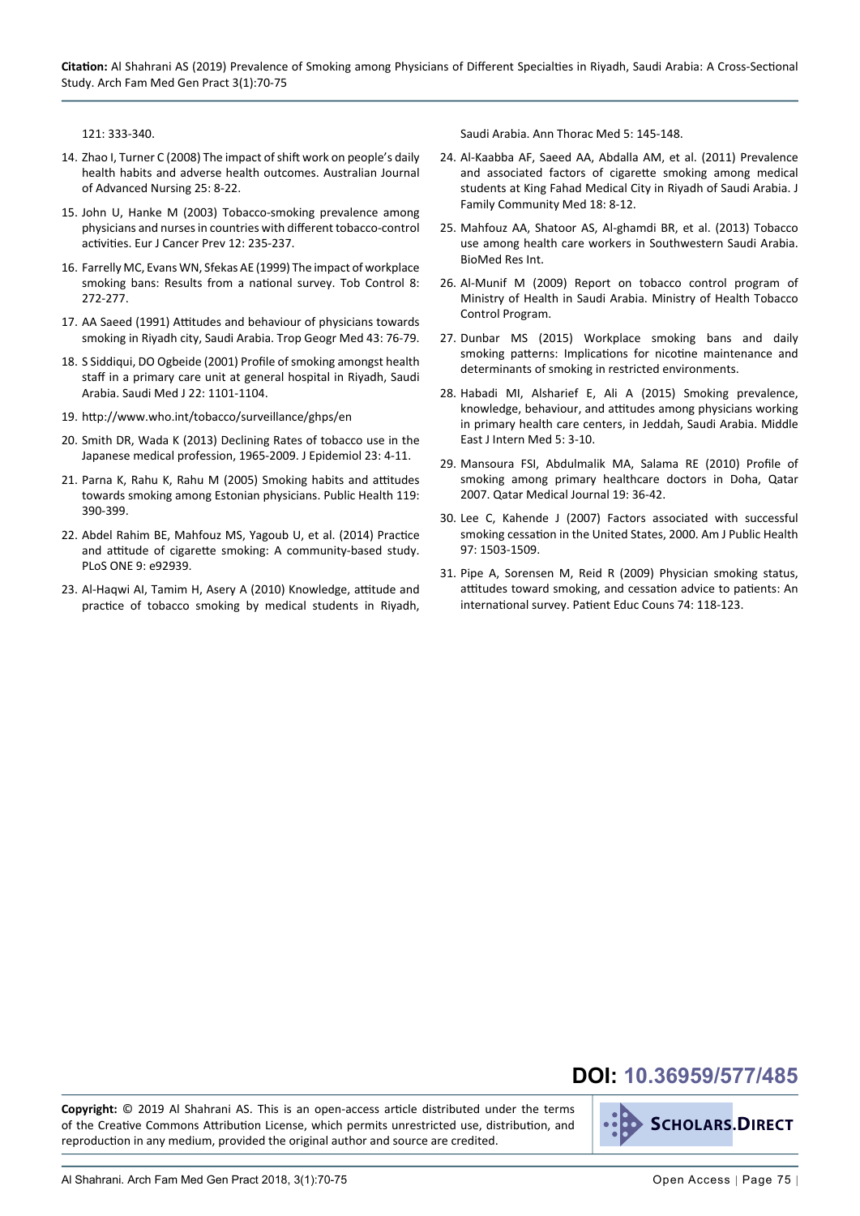121: 333-340.

14. Zhao I, Turner C (2008) The impact of shift work on people's daily health habits and adverse health outcomes. Australian Journal of Advanced Nursing 25: 8-22.
15. John U, Hanke M (2003) Tobacco-smoking prevalence among physicians and nurses in countries with different tobacco-control activities. Eur J Cancer Prev 12: 235-237.
16. Farrelly MC, Evans WN, Sfekas AE (1999) The impact of workplace smoking bans: Results from a national survey. Tob Control 8: 272-277.
17. AA Saeed (1991) Attitudes and behaviour of physicians towards smoking in Riyadh city, Saudi Arabia. Trop Geogr Med 43: 76-79.
18. S Siddiqui, DO Ogbeide (2001) Profile of smoking amongst health staff in a primary care unit at general hospital in Riyadh, Saudi Arabia. Saudi Med J 22: 1101-1104.
19. http://www.who.int/tobacco/surveillance/ghps/en
20. Smith DR, Wada K (2013) Declining Rates of tobacco use in the Japanese medical profession, 1965-2009. J Epidemiol 23: 4-11.
21. Parna K, Rahu K, Rahu M (2005) Smoking habits and attitudes towards smoking among Estonian physicians. Public Health 119: 390-399.
22. Abdel Rahim BE, Mahfouz MS, Yagoub U, et al. (2014) Practice and attitude of cigarette smoking: A community-based study. PLoS ONE 9: e92939.
23. Al-Haqwi AI, Tamim H, Asery A (2010) Knowledge, attitude and practice of tobacco smoking by medical students in Riyadh, Saudi Arabia. Ann Thorac Med 5: 145-148.
24. Al-Kaabba AF, Saeed AA, Abdalla AM, et al. (2011) Prevalence and associated factors of cigarette smoking among medical students at King Fahad Medical City in Riyadh of Saudi Arabia. J Family Community Med 18: 8-12.
25. Mahfouz AA, Shatoor AS, Al-ghamdi BR, et al. (2013) Tobacco use among health care workers in Southwestern Saudi Arabia. BioMed Res Int.
26. Al-Munif M (2009) Report on tobacco control program of Ministry of Health in Saudi Arabia. Ministry of Health Tobacco Control Program.
27. Dunbar MS (2015) Workplace smoking bans and daily smoking patterns: Implications for nicotine maintenance and determinants of smoking in restricted environments.
28. Habadi MI, Alsharief E, Ali A (2015) Smoking prevalence, knowledge, behaviour, and attitudes among physicians working in primary health care centers, in Jeddah, Saudi Arabia. Middle East J Intern Med 5: 3-10.
29. Mansoura FSI, Abdulmalik MA, Salama RE (2010) Profile of smoking among primary healthcare doctors in Doha, Qatar 2007. Qatar Medical Journal 19: 36-42.
30. Lee C, Kahende J (2007) Factors associated with successful smoking cessation in the United States, 2000. Am J Public Health 97: 1503-1509.
31. Pipe A, Sorensen M, Reid R (2009) Physician smoking status, attitudes toward smoking, and cessation advice to patients: An international survey. Patient Educ Couns 74: 118-123.

**DOI: 10.36959/577/485**

**Copyright:** © 2019 Al Shahrani AS. This is an open-access article distributed under the terms of the Creative Commons Attribution License, which permits unrestricted use, distribution, and reproduction in any medium, provided the original author and source are credited.